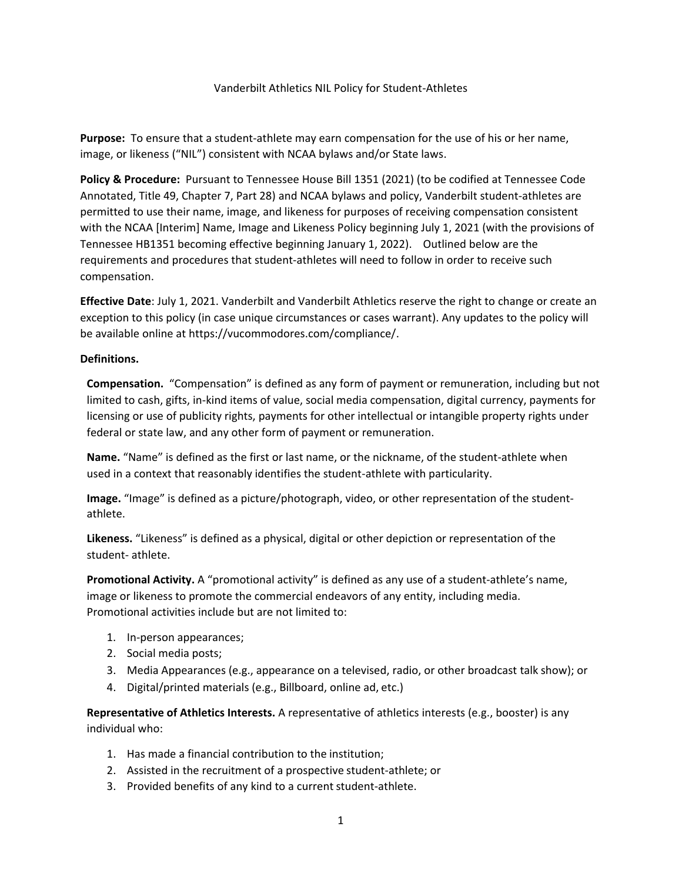# Vanderbilt Athletics NIL Policy for Student-Athletes

**Purpose:** To ensure that a student-athlete may earn compensation for the use of his or her name, image, or likeness ("NIL") consistent with NCAA bylaws and/or State laws.

**Policy & Procedure:** Pursuant to Tennessee House Bill 1351 (2021) (to be codified at Tennessee Code Annotated, Title 49, Chapter 7, Part 28) and NCAA bylaws and policy, Vanderbilt student-athletes are permitted to use their name, image, and likeness for purposes of receiving compensation consistent with the NCAA [Interim] Name, Image and Likeness Policy beginning July 1, 2021 (with the provisions of Tennessee HB1351 becoming effective beginning January 1, 2022). Outlined below are the requirements and procedures that student-athletes will need to follow in order to receive such compensation.

**Effective Date**: July 1, 2021. Vanderbilt and Vanderbilt Athletics reserve the right to change or create an exception to this policy (in case unique circumstances or cases warrant). Any updates to the policy will be available online at https://vucommodores.com/compliance/.

**Definitions.**

**Compensation.** "Compensation" is defined as any form of payment or remuneration, including but not limited to cash, gifts, in-kind items of value, social media compensation, digital currency, payments for licensing or use of publicity rights, payments for other intellectual or intangible property rights under federal or state law, and any other form of payment or remuneration.

**Name.** "Name" is defined as the first or last name, or the nickname, of the student-athlete when used in a context that reasonably identifies the student-athlete with particularity.

**Image.** "Image" is defined as a picture/photograph, video, or other representation of the student-athlete.

**Likeness.** "Likeness" is defined as a physical, digital or other depiction or representation of the student- athlete.

**Promotional Activity.** A "promotional activity" is defined as any use of a student-athlete's name, image or likeness to promote the commercial endeavors of any entity, including media. Promotional activities include but are not limited to:

1. In-person appearances;
2. Social media posts;
3. Media Appearances (e.g., appearance on a televised, radio, or other broadcast talk show); or
4. Digital/printed materials (e.g., Billboard, online ad, etc.)

**Representative of Athletics Interests.** A representative of athletics interests (e.g., booster) is any individual who:

1. Has made a financial contribution to the institution;
2. Assisted in the recruitment of a prospective student-athlete; or
3. Provided benefits of any kind to a current student-athlete.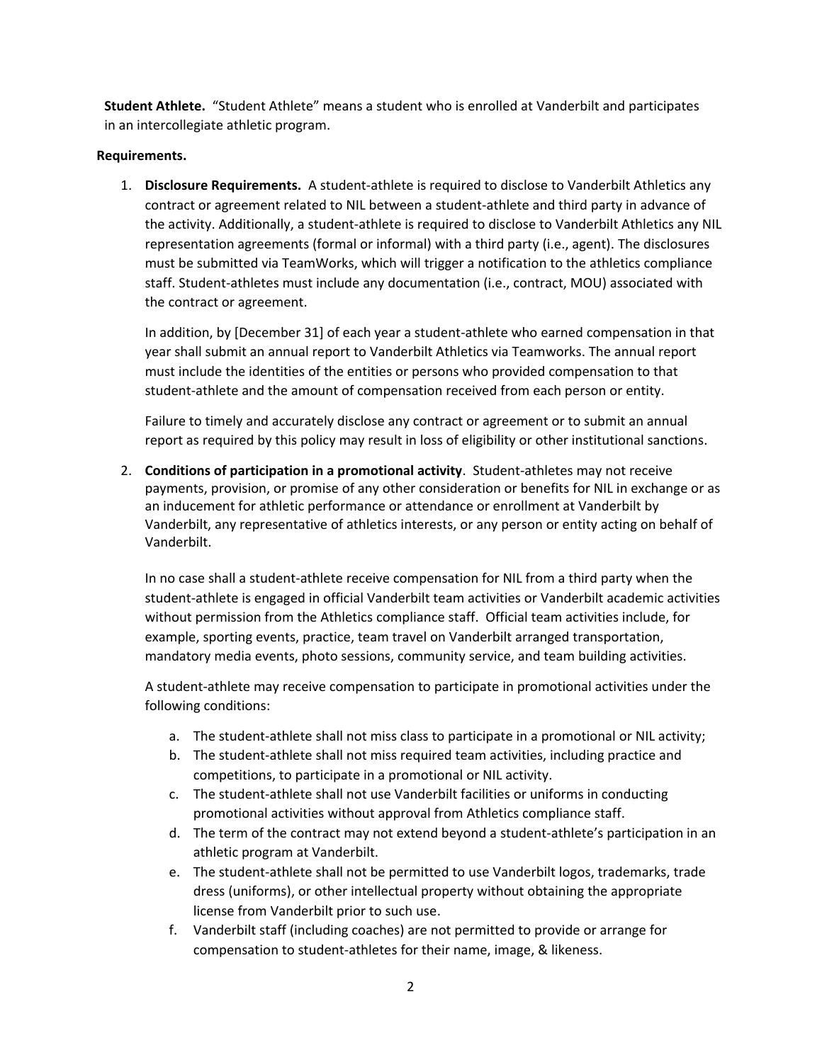**Student Athlete.** "Student Athlete" means a student who is enrolled at Vanderbilt and participates in an intercollegiate athletic program.

**Requirements.**

1. **Disclosure Requirements.** A student-athlete is required to disclose to Vanderbilt Athletics any contract or agreement related to NIL between a student-athlete and third party in advance of the activity. Additionally, a student-athlete is required to disclose to Vanderbilt Athletics any NIL representation agreements (formal or informal) with a third party (i.e., agent). The disclosures must be submitted via TeamWorks, which will trigger a notification to the athletics compliance staff. Student-athletes must include any documentation (i.e., contract, MOU) associated with the contract or agreement.

   In addition, by [December 31] of each year a student-athlete who earned compensation in that year shall submit an annual report to Vanderbilt Athletics via Teamworks. The annual report must include the identities of the entities or persons who provided compensation to that student-athlete and the amount of compensation received from each person or entity.

   Failure to timely and accurately disclose any contract or agreement or to submit an annual report as required by this policy may result in loss of eligibility or other institutional sanctions.

2. **Conditions of participation in a promotional activity**. Student-athletes may not receive payments, provision, or promise of any other consideration or benefits for NIL in exchange or as an inducement for athletic performance or attendance or enrollment at Vanderbilt by Vanderbilt, any representative of athletics interests, or any person or entity acting on behalf of Vanderbilt.

   In no case shall a student-athlete receive compensation for NIL from a third party when the student-athlete is engaged in official Vanderbilt team activities or Vanderbilt academic activities without permission from the Athletics compliance staff. Official team activities include, for example, sporting events, practice, team travel on Vanderbilt arranged transportation, mandatory media events, photo sessions, community service, and team building activities.

   A student-athlete may receive compensation to participate in promotional activities under the following conditions:

   a. The student-athlete shall not miss class to participate in a promotional or NIL activity;
   b. The student-athlete shall not miss required team activities, including practice and competitions, to participate in a promotional or NIL activity.
   c. The student-athlete shall not use Vanderbilt facilities or uniforms in conducting promotional activities without approval from Athletics compliance staff.
   d. The term of the contract may not extend beyond a student-athlete's participation in an athletic program at Vanderbilt.
   e. The student-athlete shall not be permitted to use Vanderbilt logos, trademarks, trade dress (uniforms), or other intellectual property without obtaining the appropriate license from Vanderbilt prior to such use.
   f. Vanderbilt staff (including coaches) are not permitted to provide or arrange for compensation to student-athletes for their name, image, & likeness.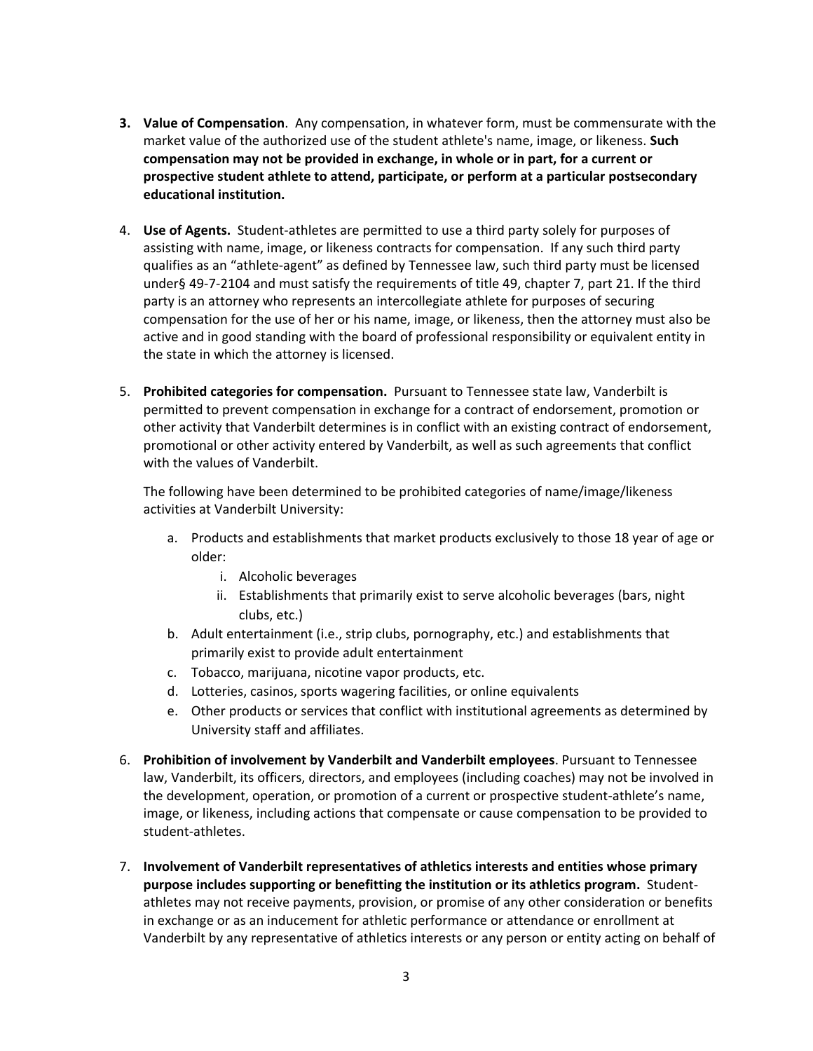3. **Value of Compensation**. Any compensation, in whatever form, must be commensurate with the market value of the authorized use of the student athlete's name, image, or likeness. **Such compensation may not be provided in exchange, in whole or in part, for a current or prospective student athlete to attend, participate, or perform at a particular postsecondary educational institution.**

4. **Use of Agents.** Student-athletes are permitted to use a third party solely for purposes of assisting with name, image, or likeness contracts for compensation. If any such third party qualifies as an "athlete-agent" as defined by Tennessee law, such third party must be licensed under§ 49-7-2104 and must satisfy the requirements of title 49, chapter 7, part 21. If the third party is an attorney who represents an intercollegiate athlete for purposes of securing compensation for the use of her or his name, image, or likeness, then the attorney must also be active and in good standing with the board of professional responsibility or equivalent entity in the state in which the attorney is licensed.

5. **Prohibited categories for compensation.** Pursuant to Tennessee state law, Vanderbilt is permitted to prevent compensation in exchange for a contract of endorsement, promotion or other activity that Vanderbilt determines is in conflict with an existing contract of endorsement, promotional or other activity entered by Vanderbilt, as well as such agreements that conflict with the values of Vanderbilt.

   The following have been determined to be prohibited categories of name/image/likeness activities at Vanderbilt University:

   a. Products and establishments that market products exclusively to those 18 year of age or older:
      i. Alcoholic beverages
      ii. Establishments that primarily exist to serve alcoholic beverages (bars, night clubs, etc.)
   b. Adult entertainment (i.e., strip clubs, pornography, etc.) and establishments that primarily exist to provide adult entertainment
   c. Tobacco, marijuana, nicotine vapor products, etc.
   d. Lotteries, casinos, sports wagering facilities, or online equivalents
   e. Other products or services that conflict with institutional agreements as determined by University staff and affiliates.

6. **Prohibition of involvement by Vanderbilt and Vanderbilt employees**. Pursuant to Tennessee law, Vanderbilt, its officers, directors, and employees (including coaches) may not be involved in the development, operation, or promotion of a current or prospective student-athlete's name, image, or likeness, including actions that compensate or cause compensation to be provided to student-athletes.

7. **Involvement of Vanderbilt representatives of athletics interests and entities whose primary purpose includes supporting or benefitting the institution or its athletics program.** Student-athletes may not receive payments, provision, or promise of any other consideration or benefits in exchange or as an inducement for athletic performance or attendance or enrollment at Vanderbilt by any representative of athletics interests or any person or entity acting on behalf of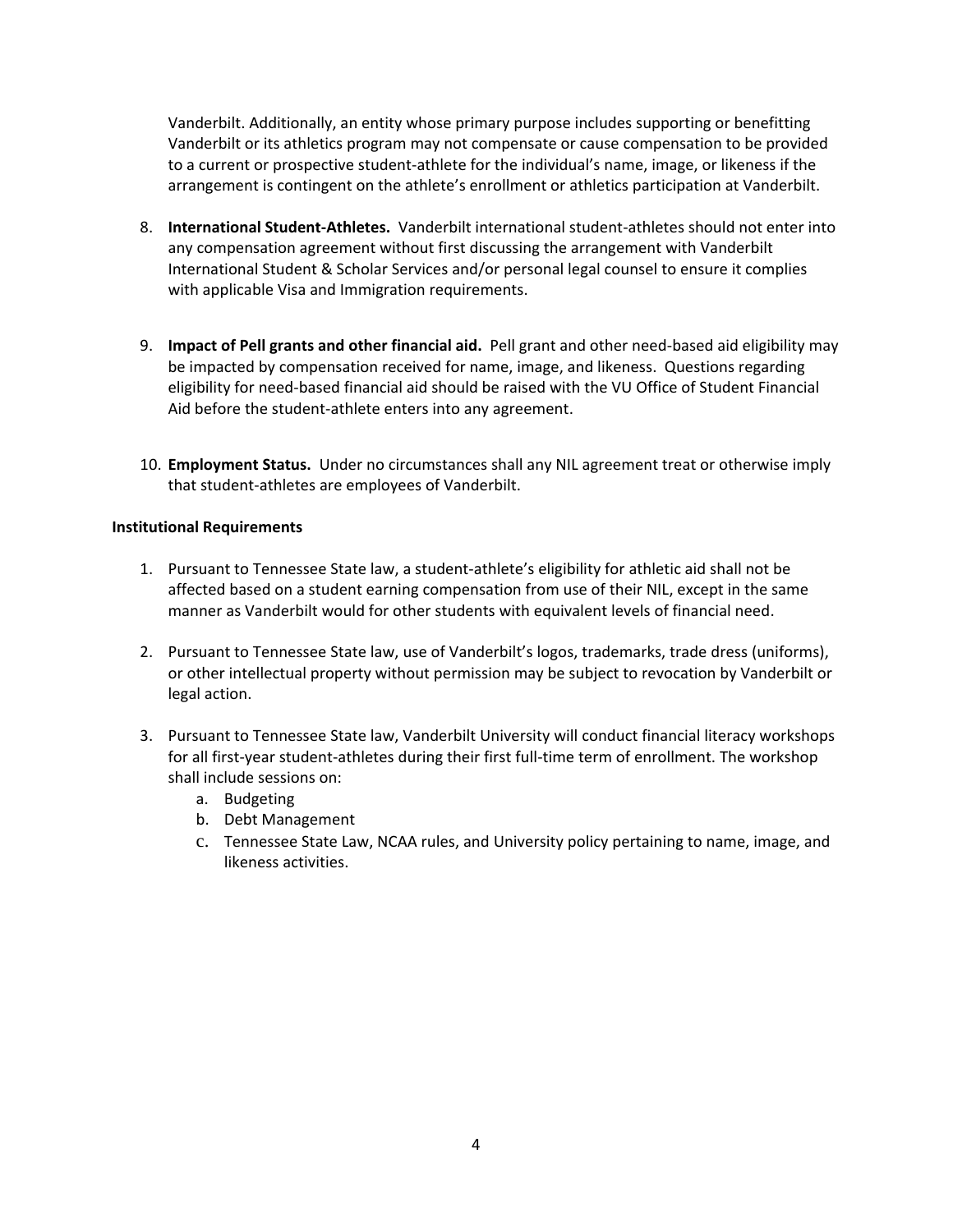Vanderbilt. Additionally, an entity whose primary purpose includes supporting or benefitting Vanderbilt or its athletics program may not compensate or cause compensation to be provided to a current or prospective student-athlete for the individual's name, image, or likeness if the arrangement is contingent on the athlete's enrollment or athletics participation at Vanderbilt.

8. **International Student-Athletes.** Vanderbilt international student-athletes should not enter into any compensation agreement without first discussing the arrangement with Vanderbilt International Student & Scholar Services and/or personal legal counsel to ensure it complies with applicable Visa and Immigration requirements.

9. **Impact of Pell grants and other financial aid.** Pell grant and other need-based aid eligibility may be impacted by compensation received for name, image, and likeness. Questions regarding eligibility for need-based financial aid should be raised with the VU Office of Student Financial Aid before the student-athlete enters into any agreement.

10. **Employment Status.** Under no circumstances shall any NIL agreement treat or otherwise imply that student-athletes are employees of Vanderbilt.

**Institutional Requirements**

1. Pursuant to Tennessee State law, a student-athlete's eligibility for athletic aid shall not be affected based on a student earning compensation from use of their NIL, except in the same manner as Vanderbilt would for other students with equivalent levels of financial need.

2. Pursuant to Tennessee State law, use of Vanderbilt's logos, trademarks, trade dress (uniforms), or other intellectual property without permission may be subject to revocation by Vanderbilt or legal action.

3. Pursuant to Tennessee State law, Vanderbilt University will conduct financial literacy workshops for all first-year student-athletes during their first full-time term of enrollment. The workshop shall include sessions on:
   a. Budgeting
   b. Debt Management
   c. Tennessee State Law, NCAA rules, and University policy pertaining to name, image, and likeness activities.